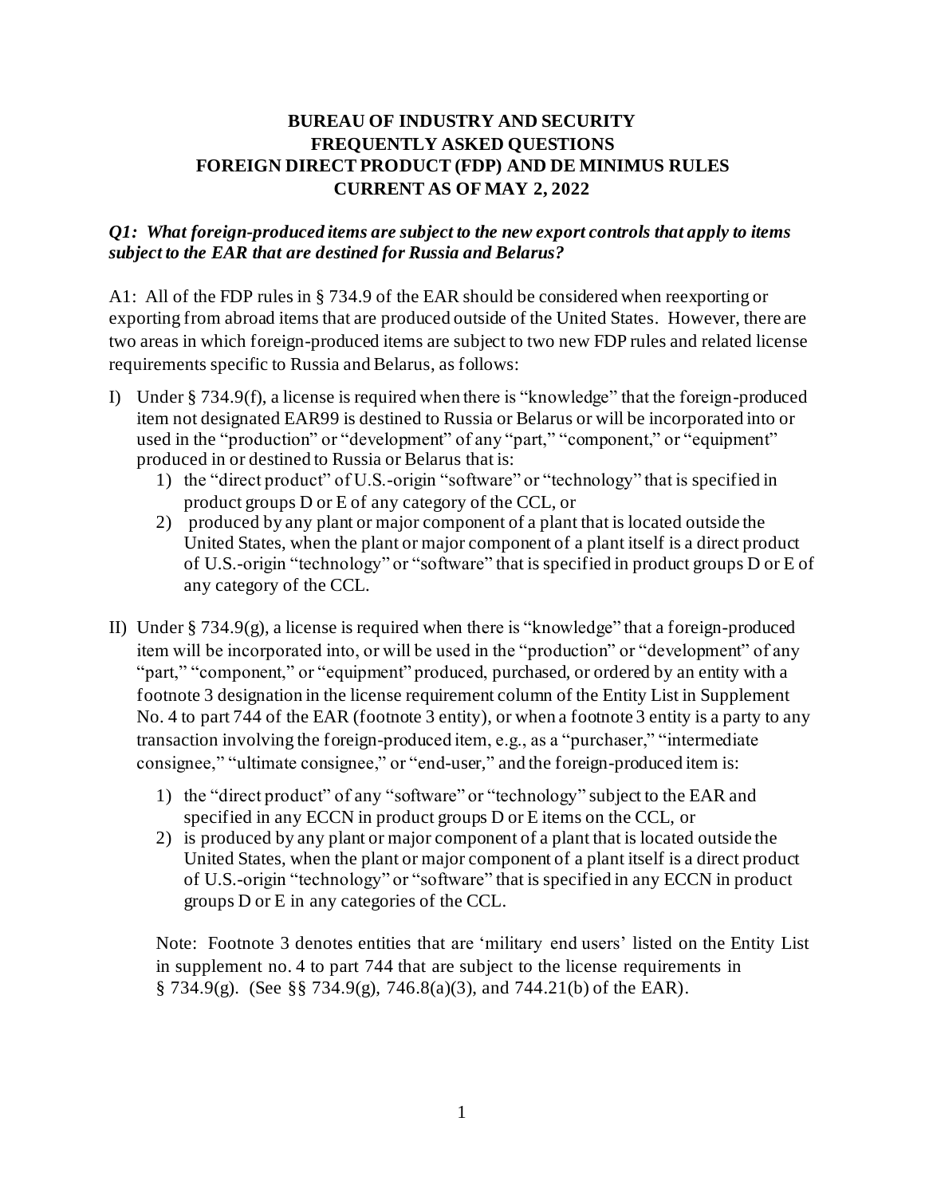# BUREAU OF INDUSTRY AND SECURITY
# FREQUENTLY ASKED QUESTIONS
# FOREIGN DIRECT PRODUCT (FDP) AND DE MINIMUS RULES
# CURRENT AS OF MAY 2, 2022

***Q1: What foreign-produced items are subject to the new export controls that apply to items subject to the EAR that are destined for Russia and Belarus?***

A1: All of the FDP rules in § 734.9 of the EAR should be considered when reexporting or exporting from abroad items that are produced outside of the United States. However, there are two areas in which foreign-produced items are subject to two new FDP rules and related license requirements specific to Russia and Belarus, as follows:

I) Under § 734.9(f), a license is required when there is "knowledge" that the foreign-produced item not designated EAR99 is destined to Russia or Belarus or will be incorporated into or used in the "production" or "development" of any "part," "component," or "equipment" produced in or destined to Russia or Belarus that is:
   1) the "direct product" of U.S.-origin "software" or "technology" that is specified in product groups D or E of any category of the CCL, or
   2) produced by any plant or major component of a plant that is located outside the United States, when the plant or major component of a plant itself is a direct product of U.S.-origin "technology" or "software" that is specified in product groups D or E of any category of the CCL.

II) Under § 734.9(g), a license is required when there is "knowledge" that a foreign-produced item will be incorporated into, or will be used in the "production" or "development" of any "part," "component," or "equipment" produced, purchased, or ordered by an entity with a footnote 3 designation in the license requirement column of the Entity List in Supplement No. 4 to part 744 of the EAR (footnote 3 entity), or when a footnote 3 entity is a party to any transaction involving the foreign-produced item, e.g., as a "purchaser," "intermediate consignee," "ultimate consignee," or "end-user," and the foreign-produced item is:

   1) the "direct product" of any "software" or "technology" subject to the EAR and specified in any ECCN in product groups D or E items on the CCL, or
   2) is produced by any plant or major component of a plant that is located outside the United States, when the plant or major component of a plant itself is a direct product of U.S.-origin "technology" or "software" that is specified in any ECCN in product groups D or E in any categories of the CCL.

   Note: Footnote 3 denotes entities that are 'military end users' listed on the Entity List in supplement no. 4 to part 744 that are subject to the license requirements in § 734.9(g). (See §§ 734.9(g), 746.8(a)(3), and 744.21(b) of the EAR).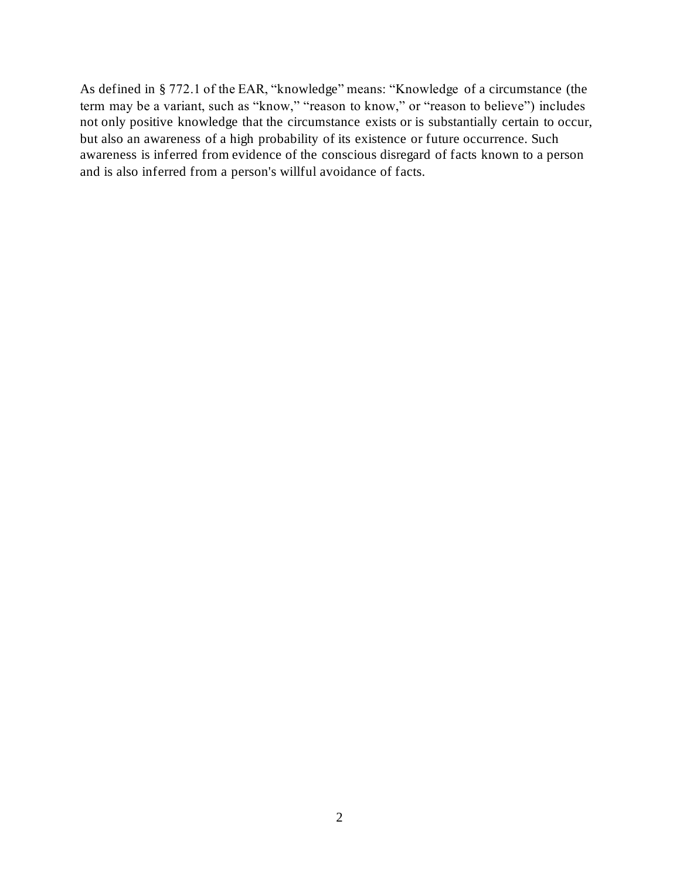As defined in § 772.1 of the EAR, "knowledge" means: "Knowledge of a circumstance (the term may be a variant, such as "know," "reason to know," or "reason to believe") includes not only positive knowledge that the circumstance exists or is substantially certain to occur, but also an awareness of a high probability of its existence or future occurrence. Such awareness is inferred from evidence of the conscious disregard of facts known to a person and is also inferred from a person's willful avoidance of facts.